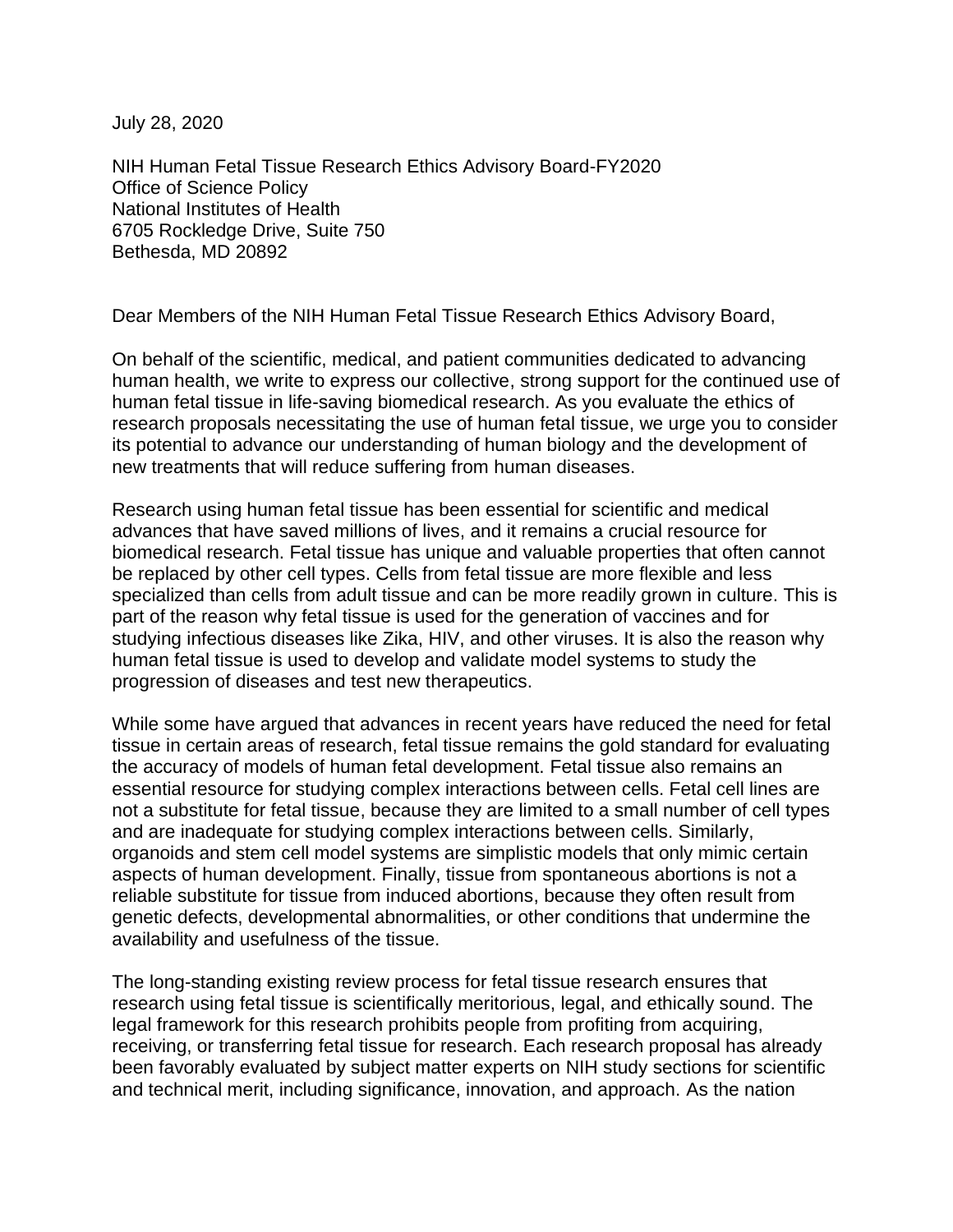July 28, 2020

NIH Human Fetal Tissue Research Ethics Advisory Board-FY2020
Office of Science Policy
National Institutes of Health
6705 Rockledge Drive, Suite 750
Bethesda, MD 20892

Dear Members of the NIH Human Fetal Tissue Research Ethics Advisory Board,

On behalf of the scientific, medical, and patient communities dedicated to advancing human health, we write to express our collective, strong support for the continued use of human fetal tissue in life-saving biomedical research. As you evaluate the ethics of research proposals necessitating the use of human fetal tissue, we urge you to consider its potential to advance our understanding of human biology and the development of new treatments that will reduce suffering from human diseases.

Research using human fetal tissue has been essential for scientific and medical advances that have saved millions of lives, and it remains a crucial resource for biomedical research. Fetal tissue has unique and valuable properties that often cannot be replaced by other cell types. Cells from fetal tissue are more flexible and less specialized than cells from adult tissue and can be more readily grown in culture. This is part of the reason why fetal tissue is used for the generation of vaccines and for studying infectious diseases like Zika, HIV, and other viruses. It is also the reason why human fetal tissue is used to develop and validate model systems to study the progression of diseases and test new therapeutics.

While some have argued that advances in recent years have reduced the need for fetal tissue in certain areas of research, fetal tissue remains the gold standard for evaluating the accuracy of models of human fetal development. Fetal tissue also remains an essential resource for studying complex interactions between cells. Fetal cell lines are not a substitute for fetal tissue, because they are limited to a small number of cell types and are inadequate for studying complex interactions between cells. Similarly, organoids and stem cell model systems are simplistic models that only mimic certain aspects of human development. Finally, tissue from spontaneous abortions is not a reliable substitute for tissue from induced abortions, because they often result from genetic defects, developmental abnormalities, or other conditions that undermine the availability and usefulness of the tissue.

The long-standing existing review process for fetal tissue research ensures that research using fetal tissue is scientifically meritorious, legal, and ethically sound. The legal framework for this research prohibits people from profiting from acquiring, receiving, or transferring fetal tissue for research. Each research proposal has already been favorably evaluated by subject matter experts on NIH study sections for scientific and technical merit, including significance, innovation, and approach. As the nation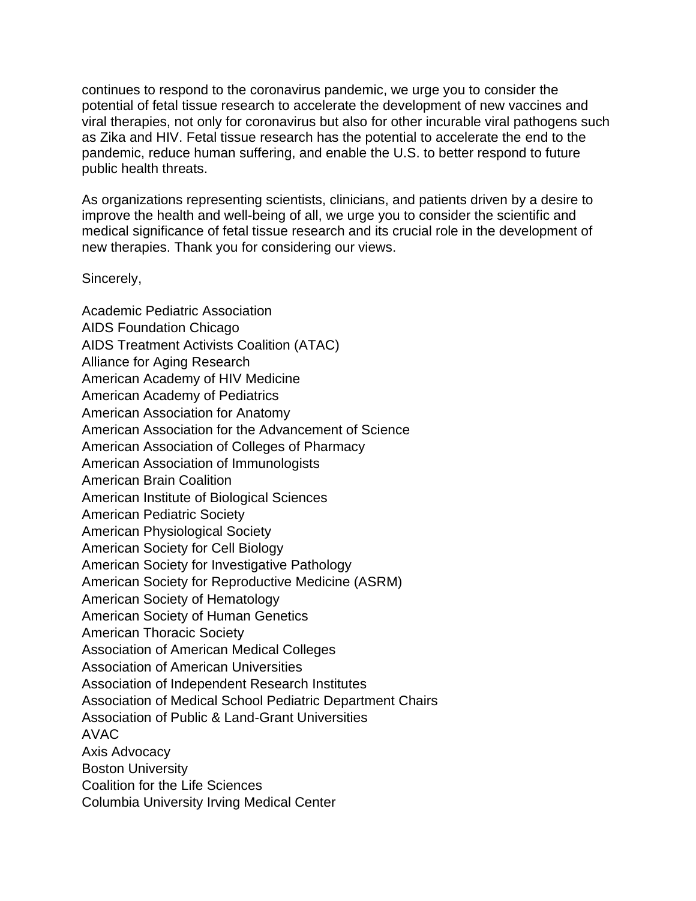continues to respond to the coronavirus pandemic, we urge you to consider the potential of fetal tissue research to accelerate the development of new vaccines and viral therapies, not only for coronavirus but also for other incurable viral pathogens such as Zika and HIV. Fetal tissue research has the potential to accelerate the end to the pandemic, reduce human suffering, and enable the U.S. to better respond to future public health threats.

As organizations representing scientists, clinicians, and patients driven by a desire to improve the health and well-being of all, we urge you to consider the scientific and medical significance of fetal tissue research and its crucial role in the development of new therapies. Thank you for considering our views.

Sincerely,

Academic Pediatric Association
AIDS Foundation Chicago
AIDS Treatment Activists Coalition (ATAC)
Alliance for Aging Research
American Academy of HIV Medicine
American Academy of Pediatrics
American Association for Anatomy
American Association for the Advancement of Science
American Association of Colleges of Pharmacy
American Association of Immunologists
American Brain Coalition
American Institute of Biological Sciences
American Pediatric Society
American Physiological Society
American Society for Cell Biology
American Society for Investigative Pathology
American Society for Reproductive Medicine (ASRM)
American Society of Hematology
American Society of Human Genetics
American Thoracic Society
Association of American Medical Colleges
Association of American Universities
Association of Independent Research Institutes
Association of Medical School Pediatric Department Chairs
Association of Public & Land-Grant Universities
AVAC
Axis Advocacy
Boston University
Coalition for the Life Sciences
Columbia University Irving Medical Center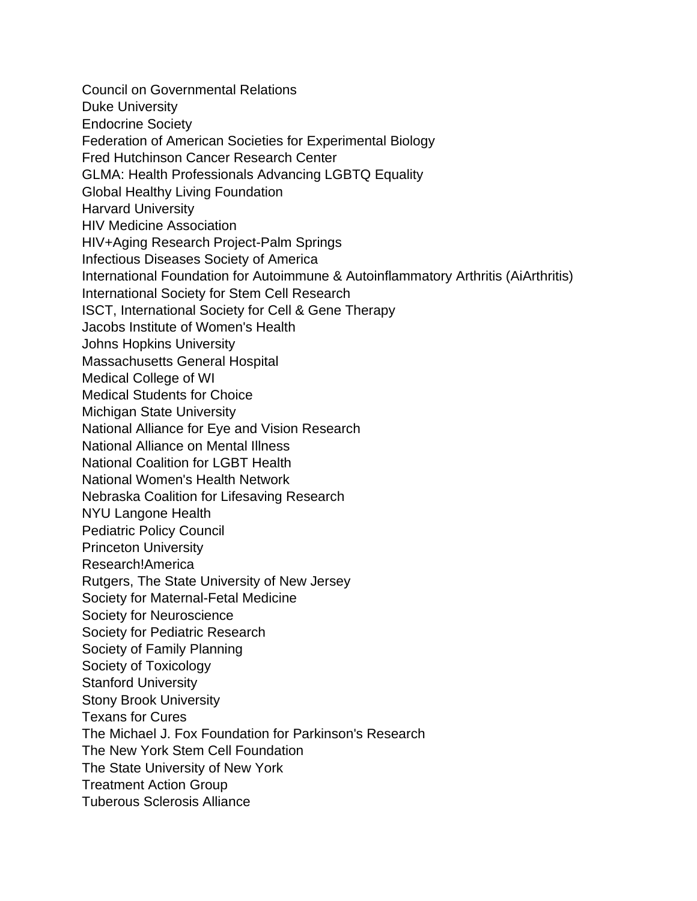Council on Governmental Relations
Duke University
Endocrine Society
Federation of American Societies for Experimental Biology
Fred Hutchinson Cancer Research Center
GLMA: Health Professionals Advancing LGBTQ Equality
Global Healthy Living Foundation
Harvard University
HIV Medicine Association
HIV+Aging Research Project-Palm Springs
Infectious Diseases Society of America
International Foundation for Autoimmune & Autoinflammatory Arthritis (AiArthritis)
International Society for Stem Cell Research
ISCT, International Society for Cell & Gene Therapy
Jacobs Institute of Women's Health
Johns Hopkins University
Massachusetts General Hospital
Medical College of WI
Medical Students for Choice
Michigan State University
National Alliance for Eye and Vision Research
National Alliance on Mental Illness
National Coalition for LGBT Health
National Women's Health Network
Nebraska Coalition for Lifesaving Research
NYU Langone Health
Pediatric Policy Council
Princeton University
Research!America
Rutgers, The State University of New Jersey
Society for Maternal-Fetal Medicine
Society for Neuroscience
Society for Pediatric Research
Society of Family Planning
Society of Toxicology
Stanford University
Stony Brook University
Texans for Cures
The Michael J. Fox Foundation for Parkinson's Research
The New York Stem Cell Foundation
The State University of New York
Treatment Action Group
Tuberous Sclerosis Alliance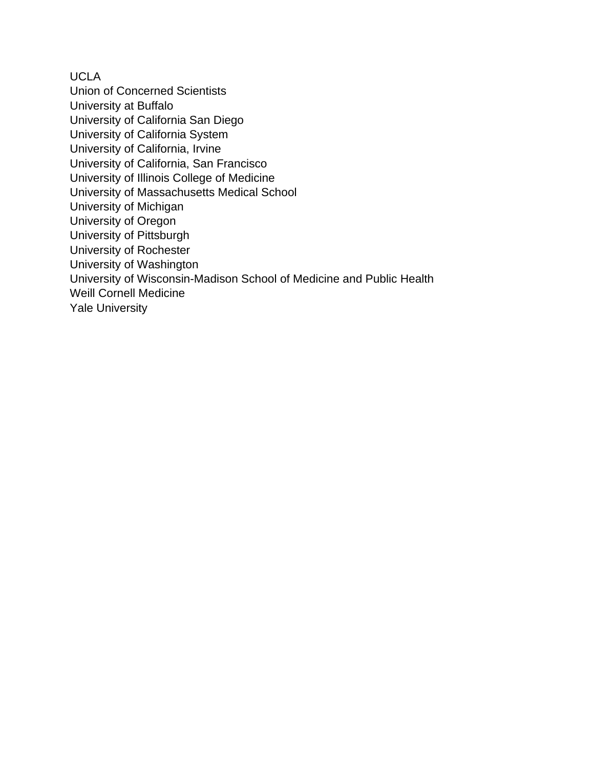UCLA
Union of Concerned Scientists
University at Buffalo
University of California San Diego
University of California System
University of California, Irvine
University of California, San Francisco
University of Illinois College of Medicine
University of Massachusetts Medical School
University of Michigan
University of Oregon
University of Pittsburgh
University of Rochester
University of Washington
University of Wisconsin-Madison School of Medicine and Public Health
Weill Cornell Medicine
Yale University